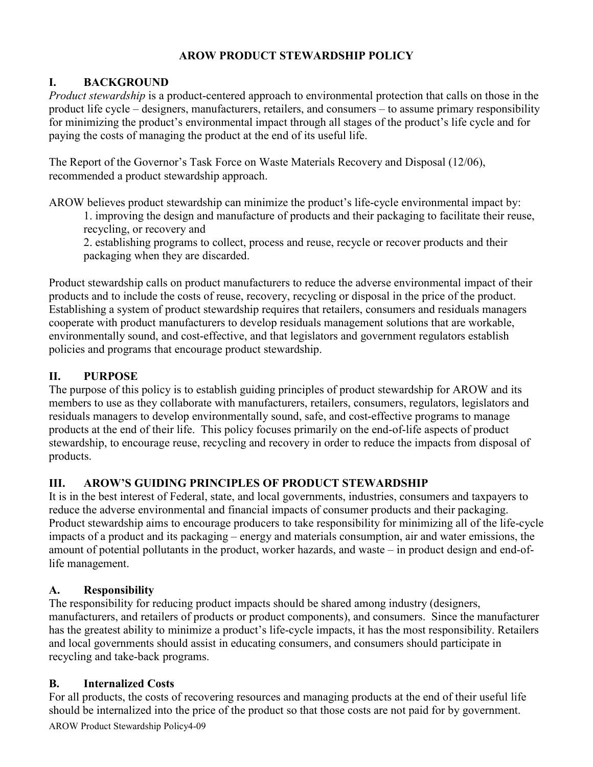# AROW PRODUCT STEWARDSHIP POLICY

## I. BACKGROUND

*Product stewardship* is a product-centered approach to environmental protection that calls on those in the product life cycle – designers, manufacturers, retailers, and consumers – to assume primary responsibility for minimizing the product's environmental impact through all stages of the product's life cycle and for paying the costs of managing the product at the end of its useful life.

The Report of the Governor's Task Force on Waste Materials Recovery and Disposal (12/06), recommended a product stewardship approach.

AROW believes product stewardship can minimize the product's life-cycle environmental impact by:

1. improving the design and manufacture of products and their packaging to facilitate their reuse, recycling, or recovery and
2. establishing programs to collect, process and reuse, recycle or recover products and their packaging when they are discarded.

Product stewardship calls on product manufacturers to reduce the adverse environmental impact of their products and to include the costs of reuse, recovery, recycling or disposal in the price of the product. Establishing a system of product stewardship requires that retailers, consumers and residuals managers cooperate with product manufacturers to develop residuals management solutions that are workable, environmentally sound, and cost-effective, and that legislators and government regulators establish policies and programs that encourage product stewardship.

## II. PURPOSE

The purpose of this policy is to establish guiding principles of product stewardship for AROW and its members to use as they collaborate with manufacturers, retailers, consumers, regulators, legislators and residuals managers to develop environmentally sound, safe, and cost-effective programs to manage products at the end of their life. This policy focuses primarily on the end-of-life aspects of product stewardship, to encourage reuse, recycling and recovery in order to reduce the impacts from disposal of products.

## III. AROW'S GUIDING PRINCIPLES OF PRODUCT STEWARDSHIP

It is in the best interest of Federal, state, and local governments, industries, consumers and taxpayers to reduce the adverse environmental and financial impacts of consumer products and their packaging. Product stewardship aims to encourage producers to take responsibility for minimizing all of the life-cycle impacts of a product and its packaging – energy and materials consumption, air and water emissions, the amount of potential pollutants in the product, worker hazards, and waste – in product design and end-of-life management.

### A. Responsibility

The responsibility for reducing product impacts should be shared among industry (designers, manufacturers, and retailers of products or product components), and consumers. Since the manufacturer has the greatest ability to minimize a product's life-cycle impacts, it has the most responsibility. Retailers and local governments should assist in educating consumers, and consumers should participate in recycling and take-back programs.

### B. Internalized Costs

For all products, the costs of recovering resources and managing products at the end of their useful life should be internalized into the price of the product so that those costs are not paid for by government.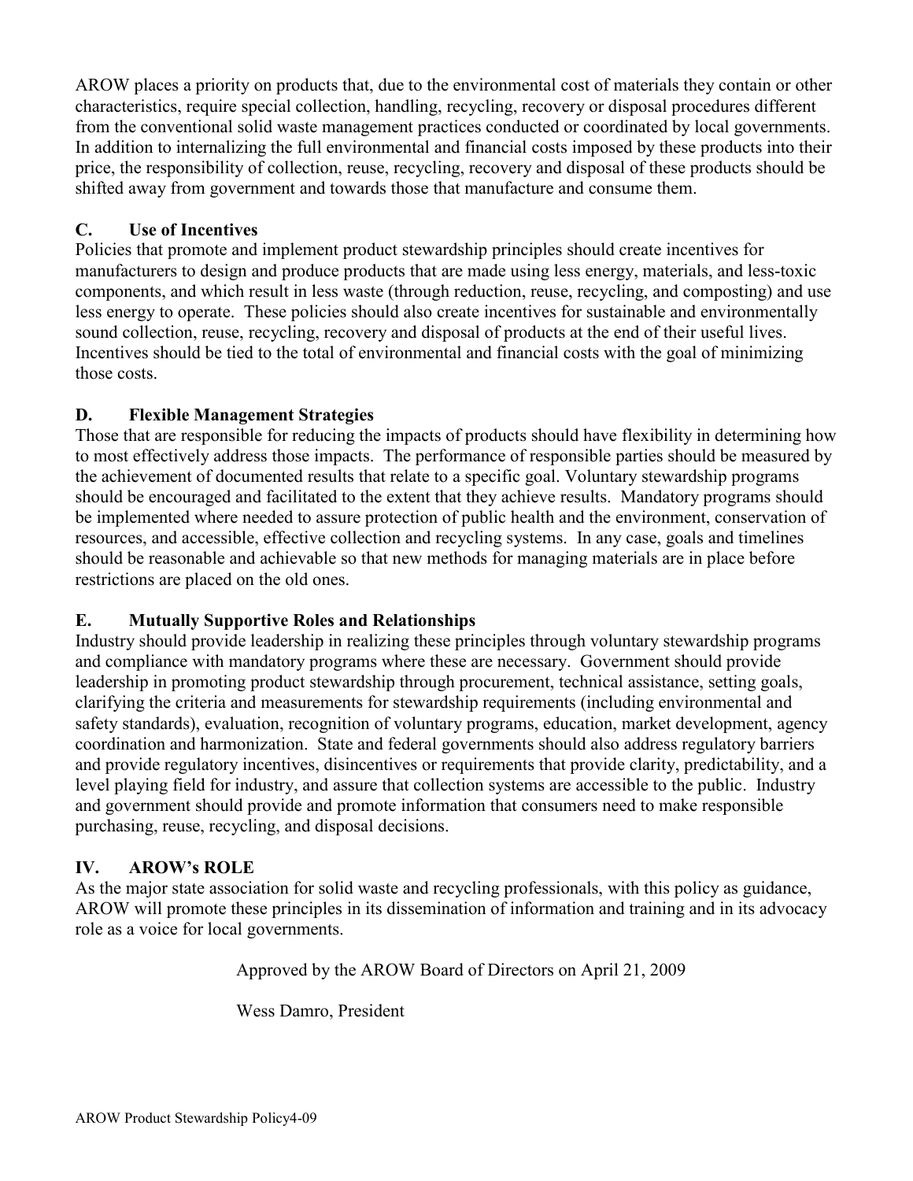AROW places a priority on products that, due to the environmental cost of materials they contain or other characteristics, require special collection, handling, recycling, recovery or disposal procedures different from the conventional solid waste management practices conducted or coordinated by local governments. In addition to internalizing the full environmental and financial costs imposed by these products into their price, the responsibility of collection, reuse, recycling, recovery and disposal of these products should be shifted away from government and towards those that manufacture and consume them.

### C. Use of Incentives

Policies that promote and implement product stewardship principles should create incentives for manufacturers to design and produce products that are made using less energy, materials, and less-toxic components, and which result in less waste (through reduction, reuse, recycling, and composting) and use less energy to operate. These policies should also create incentives for sustainable and environmentally sound collection, reuse, recycling, recovery and disposal of products at the end of their useful lives. Incentives should be tied to the total of environmental and financial costs with the goal of minimizing those costs.

### D. Flexible Management Strategies

Those that are responsible for reducing the impacts of products should have flexibility in determining how to most effectively address those impacts. The performance of responsible parties should be measured by the achievement of documented results that relate to a specific goal. Voluntary stewardship programs should be encouraged and facilitated to the extent that they achieve results. Mandatory programs should be implemented where needed to assure protection of public health and the environment, conservation of resources, and accessible, effective collection and recycling systems. In any case, goals and timelines should be reasonable and achievable so that new methods for managing materials are in place before restrictions are placed on the old ones.

### E. Mutually Supportive Roles and Relationships

Industry should provide leadership in realizing these principles through voluntary stewardship programs and compliance with mandatory programs where these are necessary. Government should provide leadership in promoting product stewardship through procurement, technical assistance, setting goals, clarifying the criteria and measurements for stewardship requirements (including environmental and safety standards), evaluation, recognition of voluntary programs, education, market development, agency coordination and harmonization. State and federal governments should also address regulatory barriers and provide regulatory incentives, disincentives or requirements that provide clarity, predictability, and a level playing field for industry, and assure that collection systems are accessible to the public. Industry and government should provide and promote information that consumers need to make responsible purchasing, reuse, recycling, and disposal decisions.

## IV. AROW's ROLE

As the major state association for solid waste and recycling professionals, with this policy as guidance, AROW will promote these principles in its dissemination of information and training and in its advocacy role as a voice for local governments.

Approved by the AROW Board of Directors on April 21, 2009

Wess Damro, President